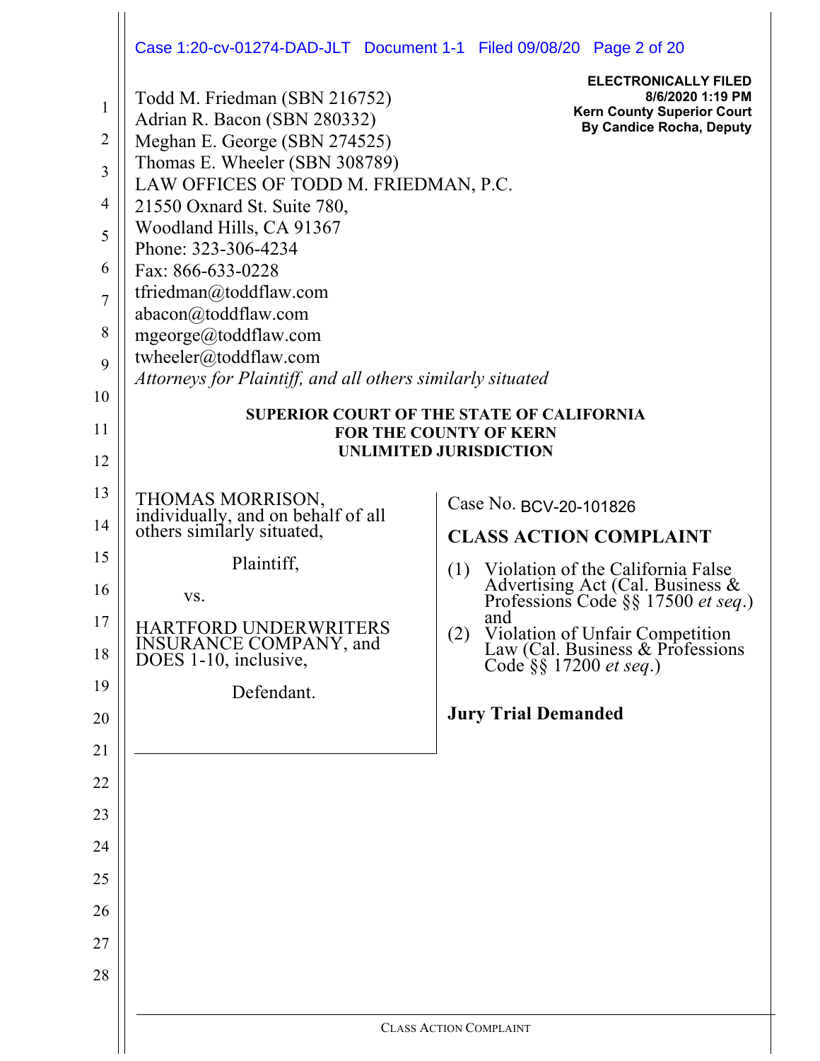Todd M. Friedman (SBN 216752)
Adrian R. Bacon (SBN 280332)
Meghan E. George (SBN 274525)
Thomas E. Wheeler (SBN 308789)
LAW OFFICES OF TODD M. FRIEDMAN, P.C.
21550 Oxnard St. Suite 780,
Woodland Hills, CA 91367
Phone: 323-306-4234
Fax: 866-633-0228
tfriedman@toddflaw.com
abacon@toddflaw.com
mgeorge@toddflaw.com
twheeler@toddflaw.com
*Attorneys for Plaintiff, and all others similarly situated*

**ELECTRONICALLY FILED**
**8/6/2020 1:19 PM**
**Kern County Superior Court**
**By Candice Rocha, Deputy**

**SUPERIOR COURT OF THE STATE OF CALIFORNIA**
**FOR THE COUNTY OF KERN**
**UNLIMITED JURISDICTION**

THOMAS MORRISON, individually, and on behalf of all others similarly situated,

Plaintiff,

vs.

HARTFORD UNDERWRITERS INSURANCE COMPANY, and DOES 1-10, inclusive,

Defendant.

Case No. BCV-20-101826

**CLASS ACTION COMPLAINT**

(1) Violation of the California False Advertising Act (Cal. Business & Professions Code §§ 17500 *et seq*.) and
(2) Violation of Unfair Competition Law (Cal. Business & Professions Code §§ 17200 *et seq*.)

**Jury Trial Demanded**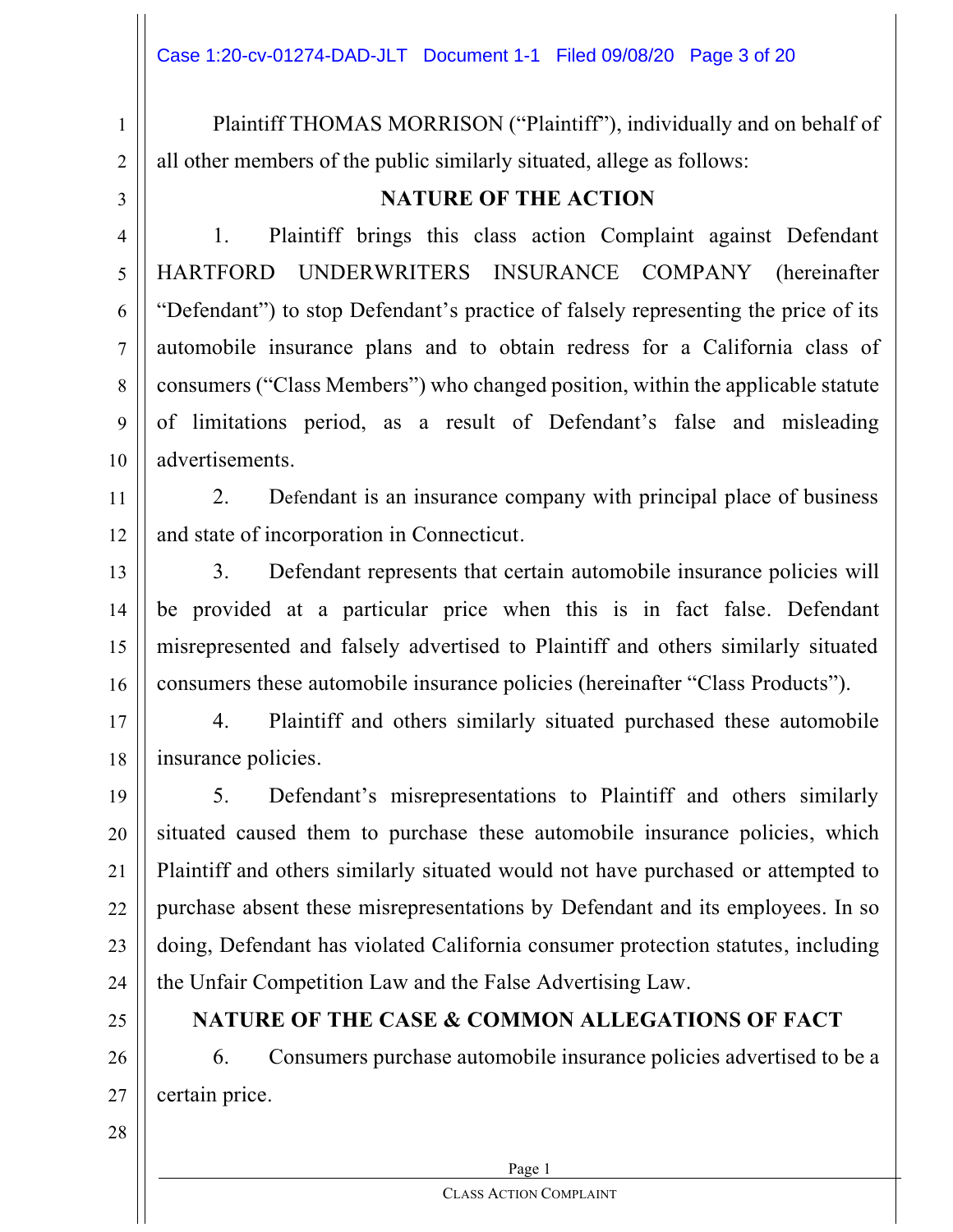Plaintiff THOMAS MORRISON ("Plaintiff"), individually and on behalf of all other members of the public similarly situated, allege as follows:

## NATURE OF THE ACTION

1. Plaintiff brings this class action Complaint against Defendant HARTFORD UNDERWRITERS INSURANCE COMPANY (hereinafter "Defendant") to stop Defendant's practice of falsely representing the price of its automobile insurance plans and to obtain redress for a California class of consumers ("Class Members") who changed position, within the applicable statute of limitations period, as a result of Defendant's false and misleading advertisements.

2. Defendant is an insurance company with principal place of business and state of incorporation in Connecticut.

3. Defendant represents that certain automobile insurance policies will be provided at a particular price when this is in fact false. Defendant misrepresented and falsely advertised to Plaintiff and others similarly situated consumers these automobile insurance policies (hereinafter "Class Products").

4. Plaintiff and others similarly situated purchased these automobile insurance policies.

5. Defendant's misrepresentations to Plaintiff and others similarly situated caused them to purchase these automobile insurance policies, which Plaintiff and others similarly situated would not have purchased or attempted to purchase absent these misrepresentations by Defendant and its employees. In so doing, Defendant has violated California consumer protection statutes, including the Unfair Competition Law and the False Advertising Law.

## NATURE OF THE CASE & COMMON ALLEGATIONS OF FACT

6. Consumers purchase automobile insurance policies advertised to be a certain price.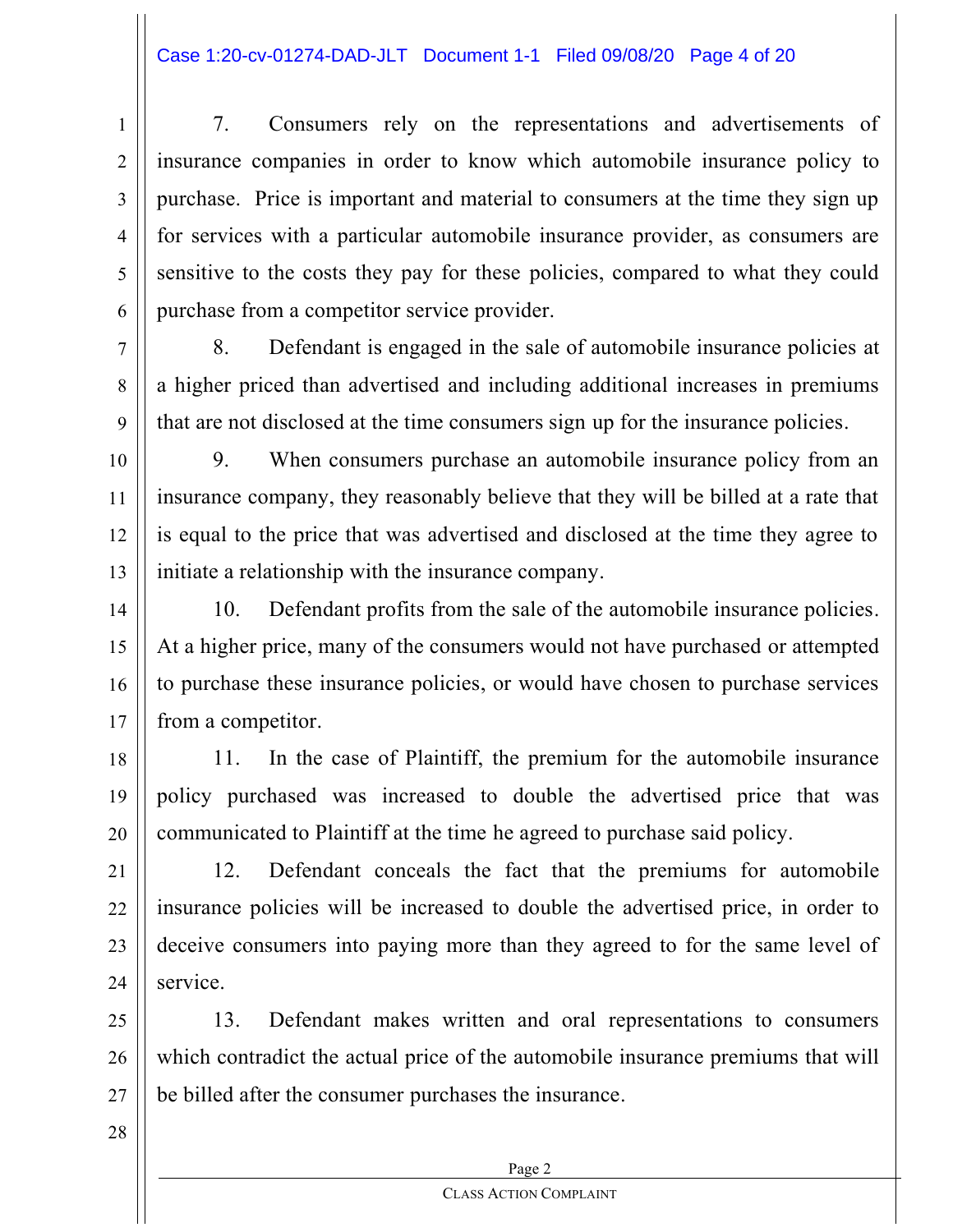7. Consumers rely on the representations and advertisements of insurance companies in order to know which automobile insurance policy to purchase. Price is important and material to consumers at the time they sign up for services with a particular automobile insurance provider, as consumers are sensitive to the costs they pay for these policies, compared to what they could purchase from a competitor service provider.

8. Defendant is engaged in the sale of automobile insurance policies at a higher priced than advertised and including additional increases in premiums that are not disclosed at the time consumers sign up for the insurance policies.

9. When consumers purchase an automobile insurance policy from an insurance company, they reasonably believe that they will be billed at a rate that is equal to the price that was advertised and disclosed at the time they agree to initiate a relationship with the insurance company.

10. Defendant profits from the sale of the automobile insurance policies. At a higher price, many of the consumers would not have purchased or attempted to purchase these insurance policies, or would have chosen to purchase services from a competitor.

11. In the case of Plaintiff, the premium for the automobile insurance policy purchased was increased to double the advertised price that was communicated to Plaintiff at the time he agreed to purchase said policy.

12. Defendant conceals the fact that the premiums for automobile insurance policies will be increased to double the advertised price, in order to deceive consumers into paying more than they agreed to for the same level of service.

13. Defendant makes written and oral representations to consumers which contradict the actual price of the automobile insurance premiums that will be billed after the consumer purchases the insurance.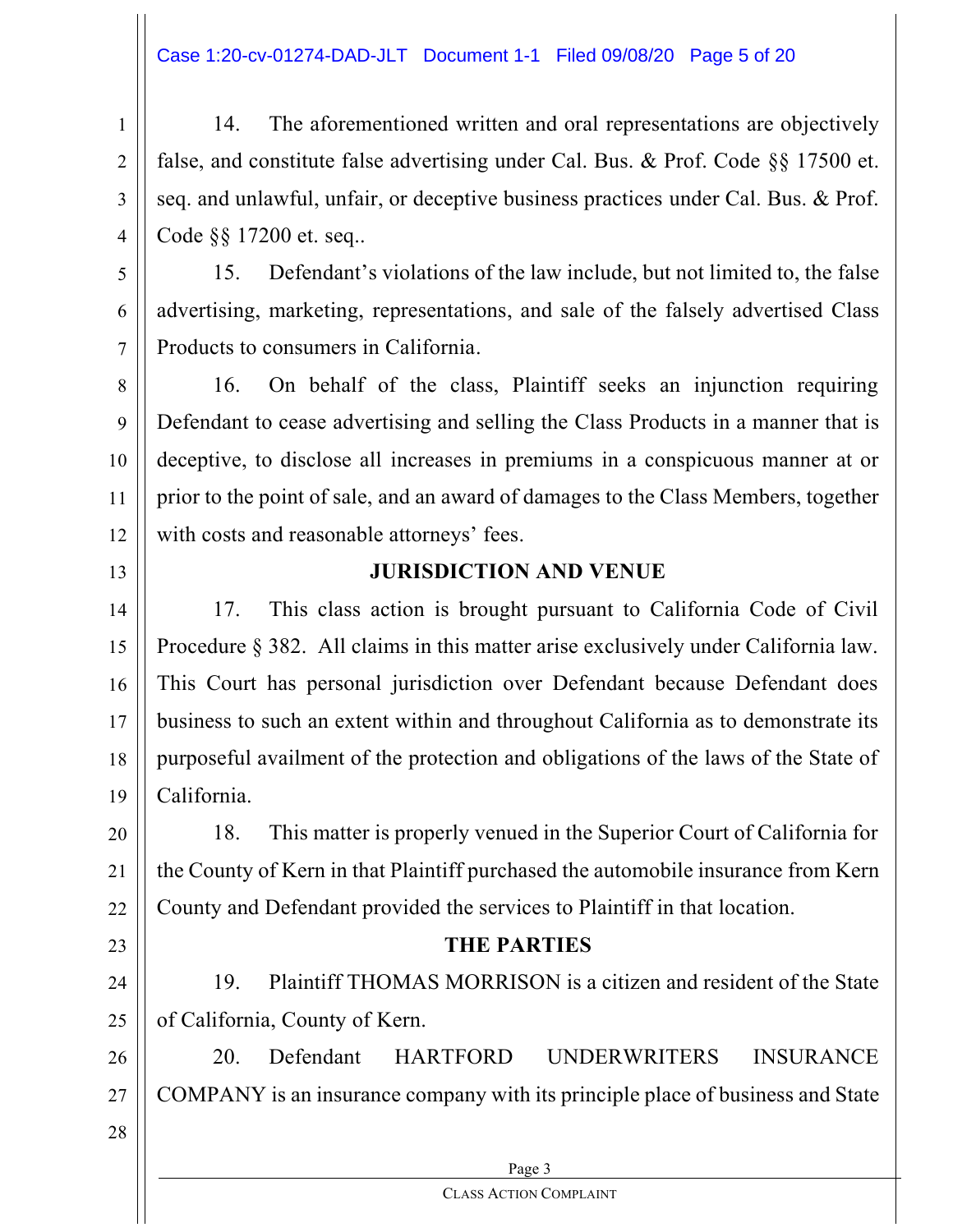14. The aforementioned written and oral representations are objectively false, and constitute false advertising under Cal. Bus. & Prof. Code §§ 17500 et. seq. and unlawful, unfair, or deceptive business practices under Cal. Bus. & Prof. Code §§ 17200 et. seq..

15. Defendant's violations of the law include, but not limited to, the false advertising, marketing, representations, and sale of the falsely advertised Class Products to consumers in California.

16. On behalf of the class, Plaintiff seeks an injunction requiring Defendant to cease advertising and selling the Class Products in a manner that is deceptive, to disclose all increases in premiums in a conspicuous manner at or prior to the point of sale, and an award of damages to the Class Members, together with costs and reasonable attorneys' fees.

## JURISDICTION AND VENUE

17. This class action is brought pursuant to California Code of Civil Procedure § 382. All claims in this matter arise exclusively under California law. This Court has personal jurisdiction over Defendant because Defendant does business to such an extent within and throughout California as to demonstrate its purposeful availment of the protection and obligations of the laws of the State of California.

18. This matter is properly venued in the Superior Court of California for the County of Kern in that Plaintiff purchased the automobile insurance from Kern County and Defendant provided the services to Plaintiff in that location.

## THE PARTIES

19. Plaintiff THOMAS MORRISON is a citizen and resident of the State of California, County of Kern.

20. Defendant HARTFORD UNDERWRITERS INSURANCE COMPANY is an insurance company with its principle place of business and State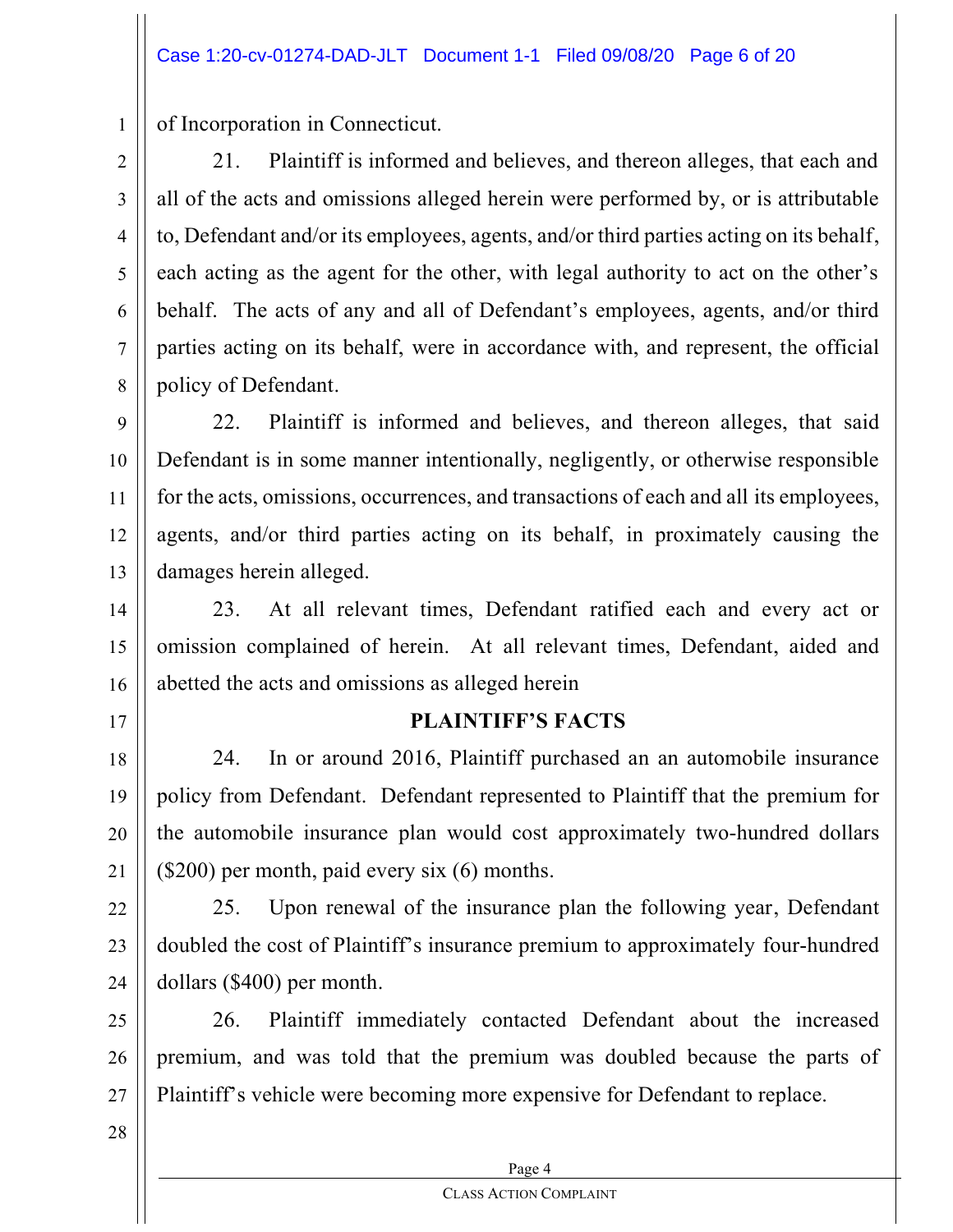of Incorporation in Connecticut.

21. Plaintiff is informed and believes, and thereon alleges, that each and all of the acts and omissions alleged herein were performed by, or is attributable to, Defendant and/or its employees, agents, and/or third parties acting on its behalf, each acting as the agent for the other, with legal authority to act on the other's behalf. The acts of any and all of Defendant's employees, agents, and/or third parties acting on its behalf, were in accordance with, and represent, the official policy of Defendant.

22. Plaintiff is informed and believes, and thereon alleges, that said Defendant is in some manner intentionally, negligently, or otherwise responsible for the acts, omissions, occurrences, and transactions of each and all its employees, agents, and/or third parties acting on its behalf, in proximately causing the damages herein alleged.

23. At all relevant times, Defendant ratified each and every act or omission complained of herein. At all relevant times, Defendant, aided and abetted the acts and omissions as alleged herein

## PLAINTIFF'S FACTS

24. In or around 2016, Plaintiff purchased an an automobile insurance policy from Defendant. Defendant represented to Plaintiff that the premium for the automobile insurance plan would cost approximately two-hundred dollars ($200) per month, paid every six (6) months.

25. Upon renewal of the insurance plan the following year, Defendant doubled the cost of Plaintiff's insurance premium to approximately four-hundred dollars ($400) per month.

26. Plaintiff immediately contacted Defendant about the increased premium, and was told that the premium was doubled because the parts of Plaintiff's vehicle were becoming more expensive for Defendant to replace.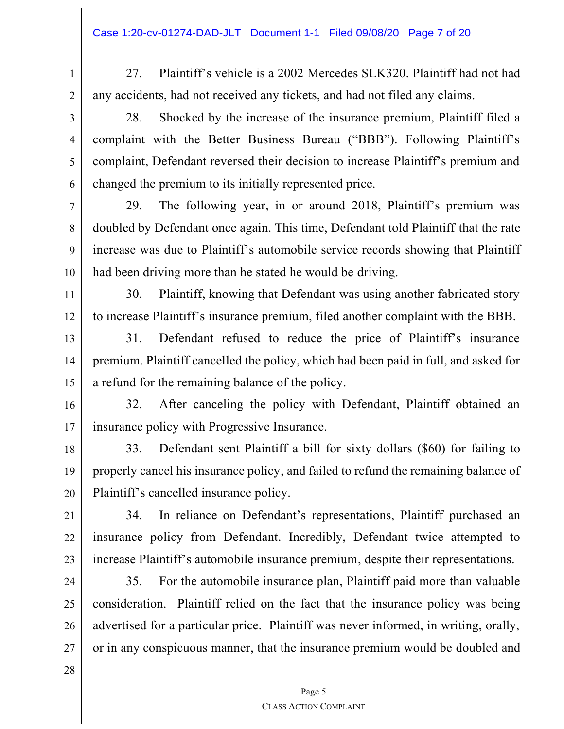27. Plaintiff's vehicle is a 2002 Mercedes SLK320. Plaintiff had not had any accidents, had not received any tickets, and had not filed any claims.

28. Shocked by the increase of the insurance premium, Plaintiff filed a complaint with the Better Business Bureau ("BBB"). Following Plaintiff's complaint, Defendant reversed their decision to increase Plaintiff's premium and changed the premium to its initially represented price.

29. The following year, in or around 2018, Plaintiff's premium was doubled by Defendant once again. This time, Defendant told Plaintiff that the rate increase was due to Plaintiff's automobile service records showing that Plaintiff had been driving more than he stated he would be driving.

30. Plaintiff, knowing that Defendant was using another fabricated story to increase Plaintiff's insurance premium, filed another complaint with the BBB.

31. Defendant refused to reduce the price of Plaintiff's insurance premium. Plaintiff cancelled the policy, which had been paid in full, and asked for a refund for the remaining balance of the policy.

32. After canceling the policy with Defendant, Plaintiff obtained an insurance policy with Progressive Insurance.

33. Defendant sent Plaintiff a bill for sixty dollars ($60) for failing to properly cancel his insurance policy, and failed to refund the remaining balance of Plaintiff's cancelled insurance policy.

34. In reliance on Defendant's representations, Plaintiff purchased an insurance policy from Defendant. Incredibly, Defendant twice attempted to increase Plaintiff's automobile insurance premium, despite their representations.

35. For the automobile insurance plan, Plaintiff paid more than valuable consideration. Plaintiff relied on the fact that the insurance policy was being advertised for a particular price. Plaintiff was never informed, in writing, orally, or in any conspicuous manner, that the insurance premium would be doubled and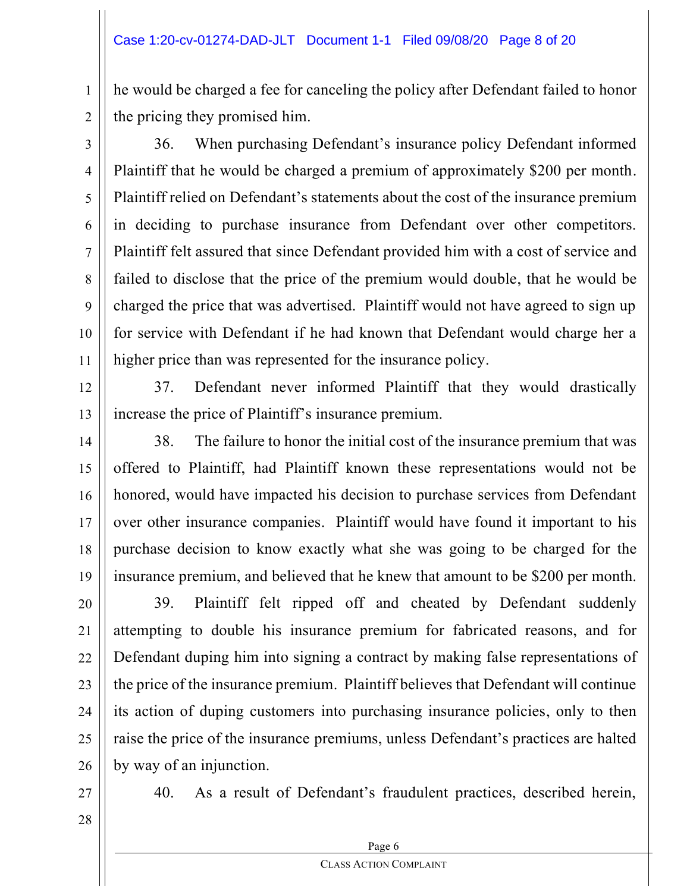he would be charged a fee for canceling the policy after Defendant failed to honor the pricing they promised him.

36. When purchasing Defendant's insurance policy Defendant informed Plaintiff that he would be charged a premium of approximately $200 per month. Plaintiff relied on Defendant's statements about the cost of the insurance premium in deciding to purchase insurance from Defendant over other competitors. Plaintiff felt assured that since Defendant provided him with a cost of service and failed to disclose that the price of the premium would double, that he would be charged the price that was advertised. Plaintiff would not have agreed to sign up for service with Defendant if he had known that Defendant would charge her a higher price than was represented for the insurance policy.

37. Defendant never informed Plaintiff that they would drastically increase the price of Plaintiff's insurance premium.

38. The failure to honor the initial cost of the insurance premium that was offered to Plaintiff, had Plaintiff known these representations would not be honored, would have impacted his decision to purchase services from Defendant over other insurance companies. Plaintiff would have found it important to his purchase decision to know exactly what she was going to be charged for the insurance premium, and believed that he knew that amount to be $200 per month.

39. Plaintiff felt ripped off and cheated by Defendant suddenly attempting to double his insurance premium for fabricated reasons, and for Defendant duping him into signing a contract by making false representations of the price of the insurance premium. Plaintiff believes that Defendant will continue its action of duping customers into purchasing insurance policies, only to then raise the price of the insurance premiums, unless Defendant's practices are halted by way of an injunction.

40. As a result of Defendant's fraudulent practices, described herein,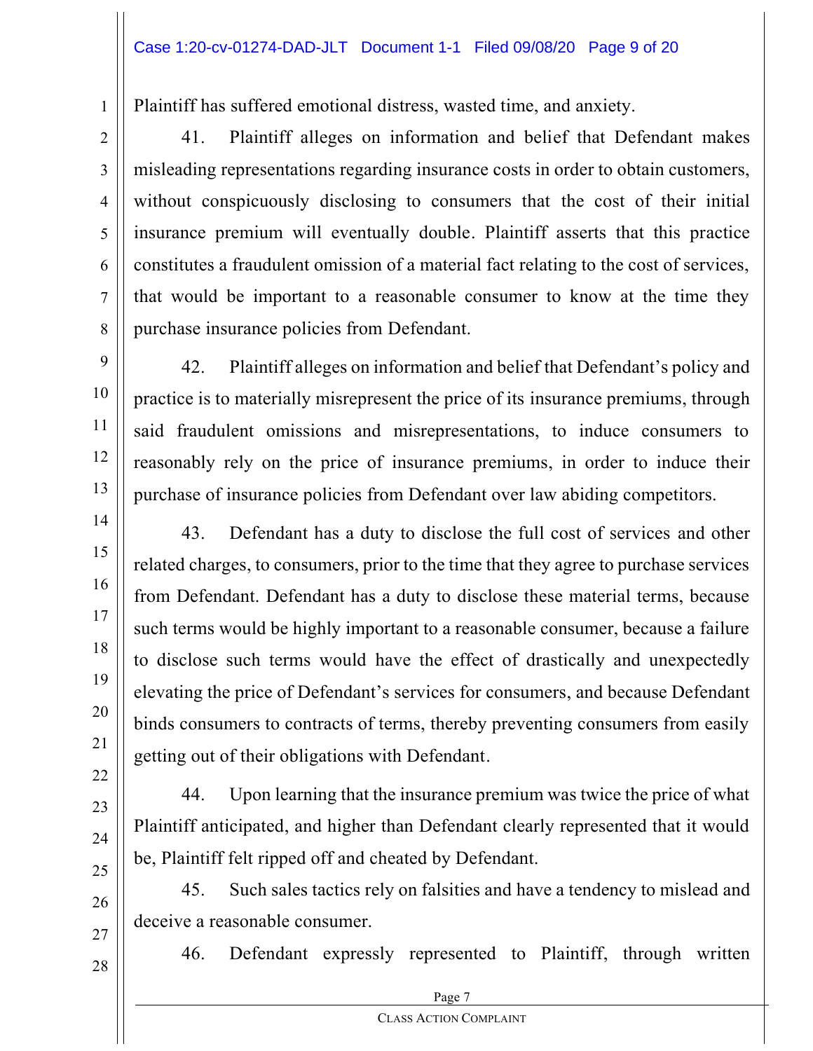Plaintiff has suffered emotional distress, wasted time, and anxiety.

41. Plaintiff alleges on information and belief that Defendant makes misleading representations regarding insurance costs in order to obtain customers, without conspicuously disclosing to consumers that the cost of their initial insurance premium will eventually double. Plaintiff asserts that this practice constitutes a fraudulent omission of a material fact relating to the cost of services, that would be important to a reasonable consumer to know at the time they purchase insurance policies from Defendant.

42. Plaintiff alleges on information and belief that Defendant's policy and practice is to materially misrepresent the price of its insurance premiums, through said fraudulent omissions and misrepresentations, to induce consumers to reasonably rely on the price of insurance premiums, in order to induce their purchase of insurance policies from Defendant over law abiding competitors.

43. Defendant has a duty to disclose the full cost of services and other related charges, to consumers, prior to the time that they agree to purchase services from Defendant. Defendant has a duty to disclose these material terms, because such terms would be highly important to a reasonable consumer, because a failure to disclose such terms would have the effect of drastically and unexpectedly elevating the price of Defendant's services for consumers, and because Defendant binds consumers to contracts of terms, thereby preventing consumers from easily getting out of their obligations with Defendant.

44. Upon learning that the insurance premium was twice the price of what Plaintiff anticipated, and higher than Defendant clearly represented that it would be, Plaintiff felt ripped off and cheated by Defendant.

45. Such sales tactics rely on falsities and have a tendency to mislead and deceive a reasonable consumer.

46. Defendant expressly represented to Plaintiff, through written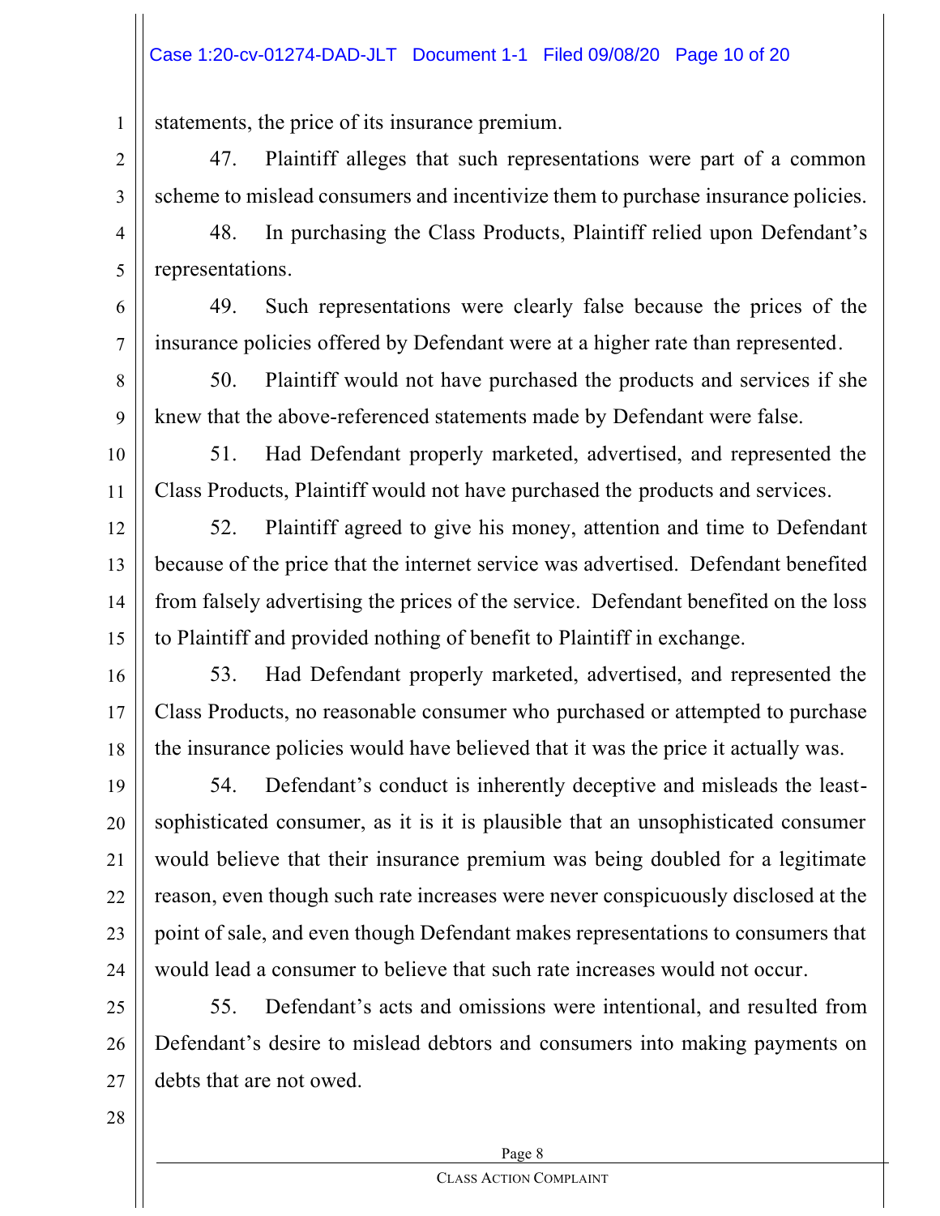statements, the price of its insurance premium.

47. Plaintiff alleges that such representations were part of a common scheme to mislead consumers and incentivize them to purchase insurance policies.

48. In purchasing the Class Products, Plaintiff relied upon Defendant's representations.

49. Such representations were clearly false because the prices of the insurance policies offered by Defendant were at a higher rate than represented.

50. Plaintiff would not have purchased the products and services if she knew that the above-referenced statements made by Defendant were false.

51. Had Defendant properly marketed, advertised, and represented the Class Products, Plaintiff would not have purchased the products and services.

52. Plaintiff agreed to give his money, attention and time to Defendant because of the price that the internet service was advertised. Defendant benefited from falsely advertising the prices of the service. Defendant benefited on the loss to Plaintiff and provided nothing of benefit to Plaintiff in exchange.

53. Had Defendant properly marketed, advertised, and represented the Class Products, no reasonable consumer who purchased or attempted to purchase the insurance policies would have believed that it was the price it actually was.

54. Defendant's conduct is inherently deceptive and misleads the least-sophisticated consumer, as it is it is plausible that an unsophisticated consumer would believe that their insurance premium was being doubled for a legitimate reason, even though such rate increases were never conspicuously disclosed at the point of sale, and even though Defendant makes representations to consumers that would lead a consumer to believe that such rate increases would not occur.

55. Defendant's acts and omissions were intentional, and resulted from Defendant's desire to mislead debtors and consumers into making payments on debts that are not owed.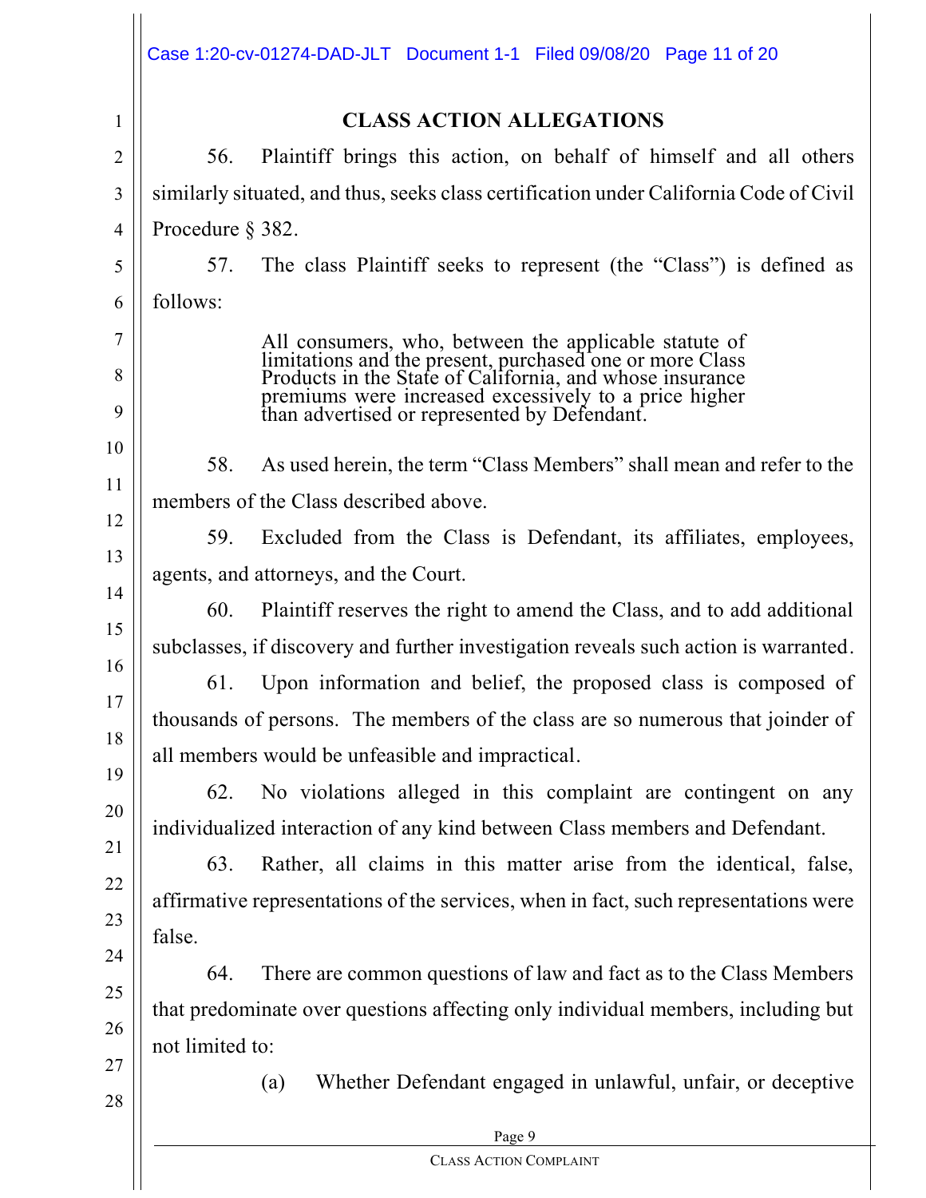## CLASS ACTION ALLEGATIONS

56. Plaintiff brings this action, on behalf of himself and all others similarly situated, and thus, seeks class certification under California Code of Civil Procedure § 382.

57. The class Plaintiff seeks to represent (the "Class") is defined as follows:

> All consumers, who, between the applicable statute of limitations and the present, purchased one or more Class Products in the State of California, and whose insurance premiums were increased excessively to a price higher than advertised or represented by Defendant.

58. As used herein, the term "Class Members" shall mean and refer to the members of the Class described above.

59. Excluded from the Class is Defendant, its affiliates, employees, agents, and attorneys, and the Court.

60. Plaintiff reserves the right to amend the Class, and to add additional subclasses, if discovery and further investigation reveals such action is warranted.

61. Upon information and belief, the proposed class is composed of thousands of persons. The members of the class are so numerous that joinder of all members would be unfeasible and impractical.

62. No violations alleged in this complaint are contingent on any individualized interaction of any kind between Class members and Defendant.

63. Rather, all claims in this matter arise from the identical, false, affirmative representations of the services, when in fact, such representations were false.

64. There are common questions of law and fact as to the Class Members that predominate over questions affecting only individual members, including but not limited to:

(a) Whether Defendant engaged in unlawful, unfair, or deceptive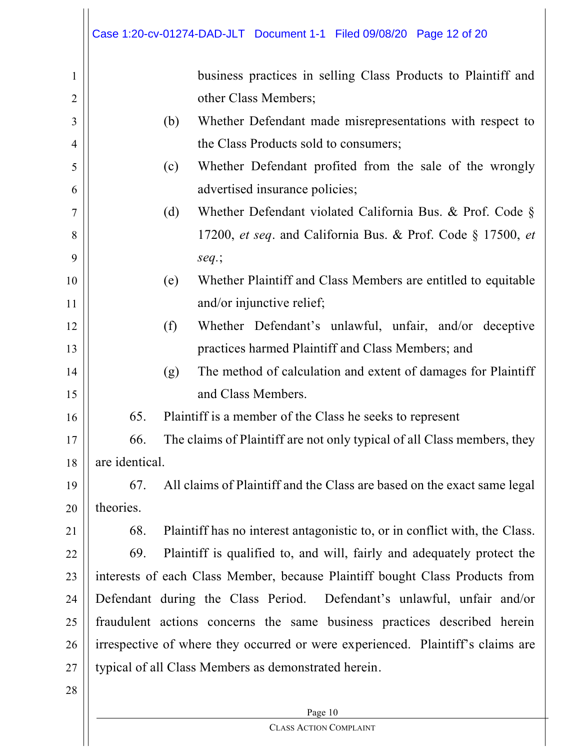business practices in selling Class Products to Plaintiff and other Class Members;

(b) Whether Defendant made misrepresentations with respect to the Class Products sold to consumers;

(c) Whether Defendant profited from the sale of the wrongly advertised insurance policies;

(d) Whether Defendant violated California Bus. & Prof. Code § 17200, *et seq*. and California Bus. & Prof. Code § 17500, *et seq.*;

(e) Whether Plaintiff and Class Members are entitled to equitable and/or injunctive relief;

(f) Whether Defendant's unlawful, unfair, and/or deceptive practices harmed Plaintiff and Class Members; and

(g) The method of calculation and extent of damages for Plaintiff and Class Members.

65. Plaintiff is a member of the Class he seeks to represent

66. The claims of Plaintiff are not only typical of all Class members, they are identical.

67. All claims of Plaintiff and the Class are based on the exact same legal theories.

68. Plaintiff has no interest antagonistic to, or in conflict with, the Class.

69. Plaintiff is qualified to, and will, fairly and adequately protect the interests of each Class Member, because Plaintiff bought Class Products from Defendant during the Class Period. Defendant's unlawful, unfair and/or fraudulent actions concerns the same business practices described herein irrespective of where they occurred or were experienced. Plaintiff's claims are typical of all Class Members as demonstrated herein.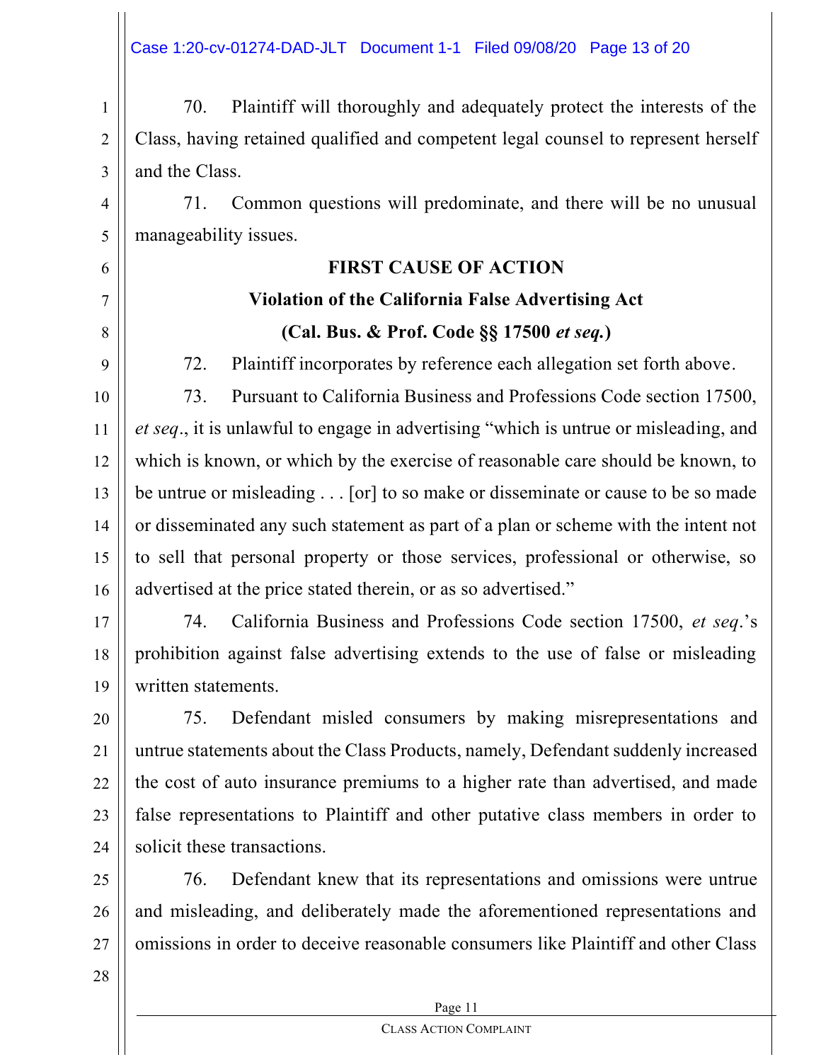70. Plaintiff will thoroughly and adequately protect the interests of the Class, having retained qualified and competent legal counsel to represent herself and the Class.

71. Common questions will predominate, and there will be no unusual manageability issues.

## FIRST CAUSE OF ACTION

## Violation of the California False Advertising Act

## (Cal. Bus. & Prof. Code §§ 17500 *et seq.*)

72. Plaintiff incorporates by reference each allegation set forth above.

73. Pursuant to California Business and Professions Code section 17500, *et seq*., it is unlawful to engage in advertising "which is untrue or misleading, and which is known, or which by the exercise of reasonable care should be known, to be untrue or misleading . . . [or] to so make or disseminate or cause to be so made or disseminated any such statement as part of a plan or scheme with the intent not to sell that personal property or those services, professional or otherwise, so advertised at the price stated therein, or as so advertised."

74. California Business and Professions Code section 17500, *et seq*.'s prohibition against false advertising extends to the use of false or misleading written statements.

75. Defendant misled consumers by making misrepresentations and untrue statements about the Class Products, namely, Defendant suddenly increased the cost of auto insurance premiums to a higher rate than advertised, and made false representations to Plaintiff and other putative class members in order to solicit these transactions.

76. Defendant knew that its representations and omissions were untrue and misleading, and deliberately made the aforementioned representations and omissions in order to deceive reasonable consumers like Plaintiff and other Class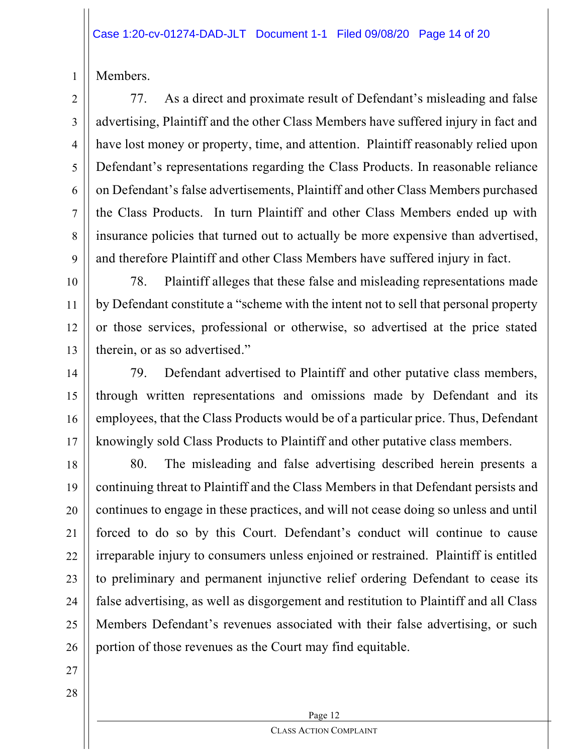Members.

77. As a direct and proximate result of Defendant's misleading and false advertising, Plaintiff and the other Class Members have suffered injury in fact and have lost money or property, time, and attention. Plaintiff reasonably relied upon Defendant's representations regarding the Class Products. In reasonable reliance on Defendant's false advertisements, Plaintiff and other Class Members purchased the Class Products. In turn Plaintiff and other Class Members ended up with insurance policies that turned out to actually be more expensive than advertised, and therefore Plaintiff and other Class Members have suffered injury in fact.

78. Plaintiff alleges that these false and misleading representations made by Defendant constitute a "scheme with the intent not to sell that personal property or those services, professional or otherwise, so advertised at the price stated therein, or as so advertised."

79. Defendant advertised to Plaintiff and other putative class members, through written representations and omissions made by Defendant and its employees, that the Class Products would be of a particular price. Thus, Defendant knowingly sold Class Products to Plaintiff and other putative class members.

80. The misleading and false advertising described herein presents a continuing threat to Plaintiff and the Class Members in that Defendant persists and continues to engage in these practices, and will not cease doing so unless and until forced to do so by this Court. Defendant's conduct will continue to cause irreparable injury to consumers unless enjoined or restrained. Plaintiff is entitled to preliminary and permanent injunctive relief ordering Defendant to cease its false advertising, as well as disgorgement and restitution to Plaintiff and all Class Members Defendant's revenues associated with their false advertising, or such portion of those revenues as the Court may find equitable.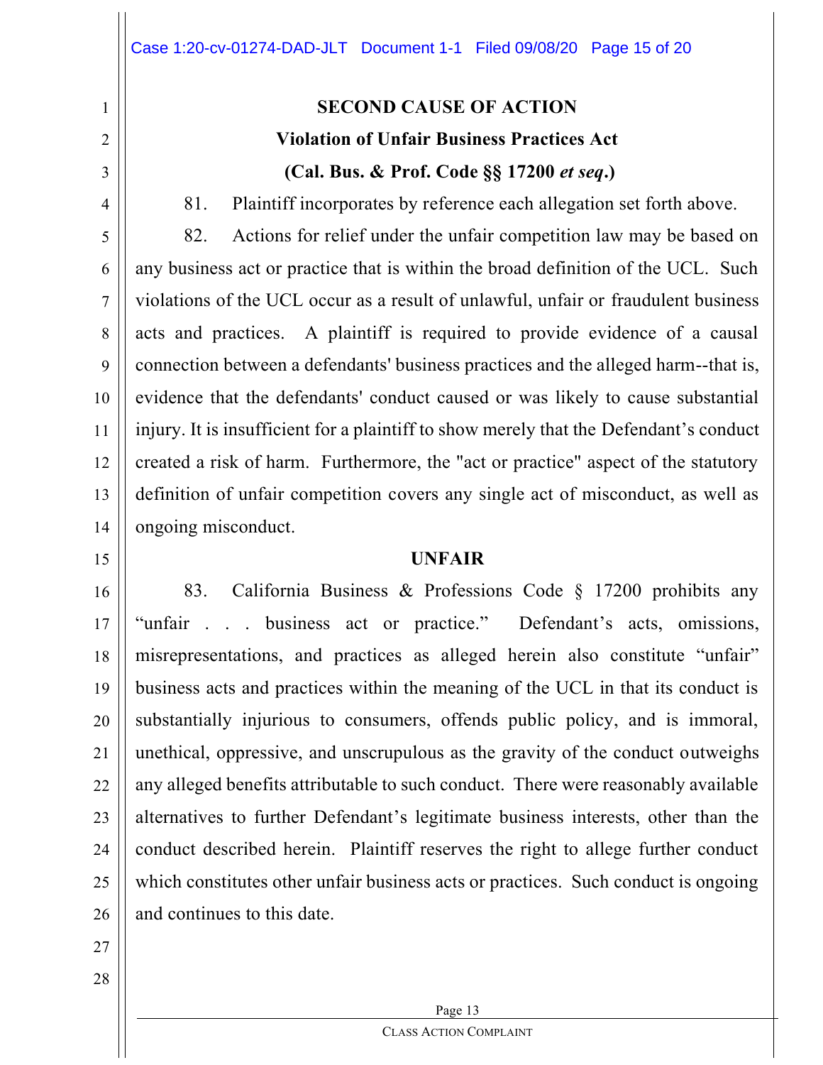**SECOND CAUSE OF ACTION**

**Violation of Unfair Business Practices Act**

**(Cal. Bus. & Prof. Code §§ 17200 *et seq*.)**

81. Plaintiff incorporates by reference each allegation set forth above.

82. Actions for relief under the unfair competition law may be based on any business act or practice that is within the broad definition of the UCL. Such violations of the UCL occur as a result of unlawful, unfair or fraudulent business acts and practices. A plaintiff is required to provide evidence of a causal connection between a defendants' business practices and the alleged harm--that is, evidence that the defendants' conduct caused or was likely to cause substantial injury. It is insufficient for a plaintiff to show merely that the Defendant's conduct created a risk of harm. Furthermore, the "act or practice" aspect of the statutory definition of unfair competition covers any single act of misconduct, as well as ongoing misconduct.

**UNFAIR**

83. California Business & Professions Code § 17200 prohibits any "unfair . . . business act or practice." Defendant's acts, omissions, misrepresentations, and practices as alleged herein also constitute "unfair" business acts and practices within the meaning of the UCL in that its conduct is substantially injurious to consumers, offends public policy, and is immoral, unethical, oppressive, and unscrupulous as the gravity of the conduct outweighs any alleged benefits attributable to such conduct. There were reasonably available alternatives to further Defendant's legitimate business interests, other than the conduct described herein. Plaintiff reserves the right to allege further conduct which constitutes other unfair business acts or practices. Such conduct is ongoing and continues to this date.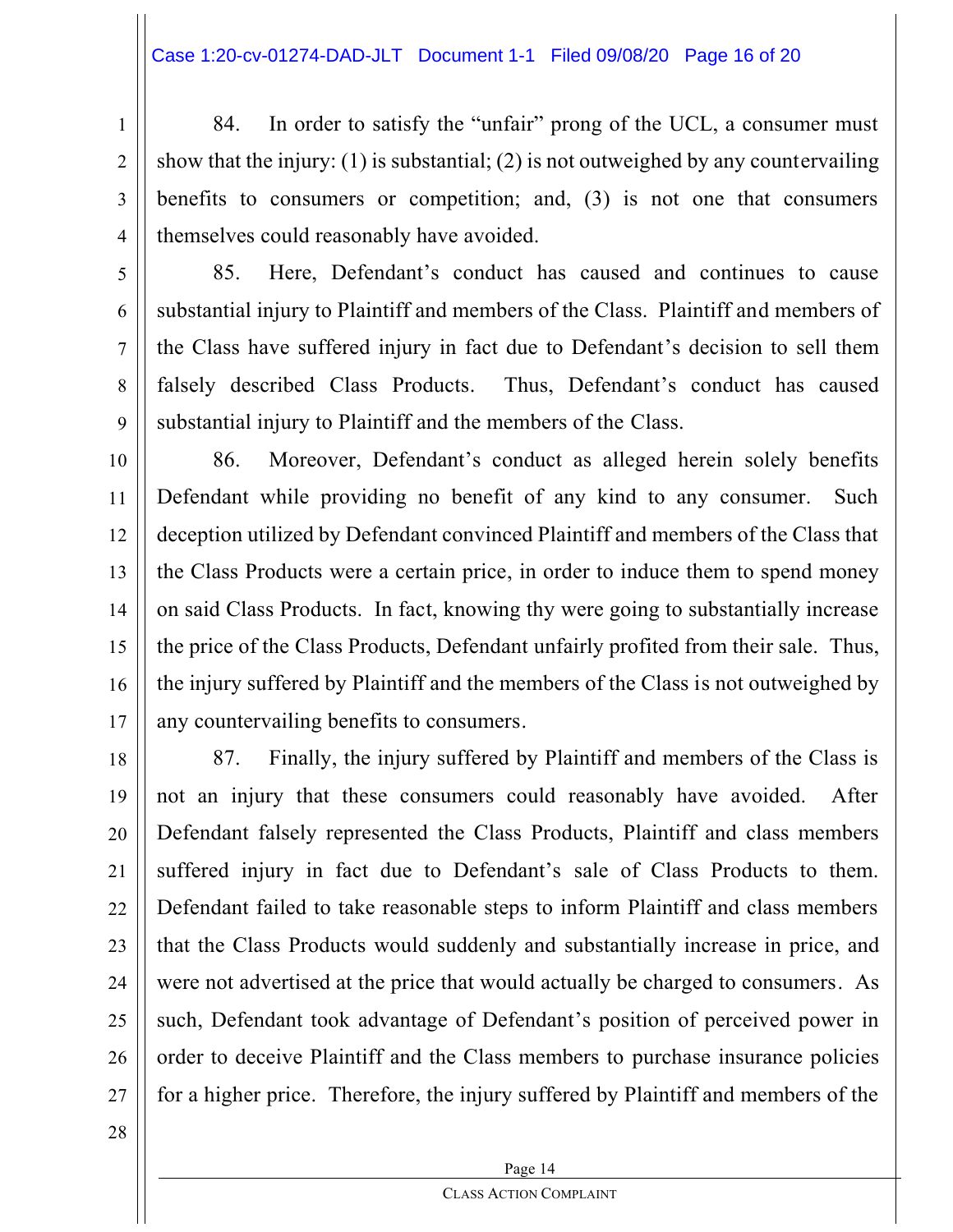84. In order to satisfy the "unfair" prong of the UCL, a consumer must show that the injury: (1) is substantial; (2) is not outweighed by any countervailing benefits to consumers or competition; and, (3) is not one that consumers themselves could reasonably have avoided.

85. Here, Defendant's conduct has caused and continues to cause substantial injury to Plaintiff and members of the Class. Plaintiff and members of the Class have suffered injury in fact due to Defendant's decision to sell them falsely described Class Products. Thus, Defendant's conduct has caused substantial injury to Plaintiff and the members of the Class.

86. Moreover, Defendant's conduct as alleged herein solely benefits Defendant while providing no benefit of any kind to any consumer. Such deception utilized by Defendant convinced Plaintiff and members of the Class that the Class Products were a certain price, in order to induce them to spend money on said Class Products. In fact, knowing thy were going to substantially increase the price of the Class Products, Defendant unfairly profited from their sale. Thus, the injury suffered by Plaintiff and the members of the Class is not outweighed by any countervailing benefits to consumers.

87. Finally, the injury suffered by Plaintiff and members of the Class is not an injury that these consumers could reasonably have avoided. After Defendant falsely represented the Class Products, Plaintiff and class members suffered injury in fact due to Defendant's sale of Class Products to them. Defendant failed to take reasonable steps to inform Plaintiff and class members that the Class Products would suddenly and substantially increase in price, and were not advertised at the price that would actually be charged to consumers. As such, Defendant took advantage of Defendant's position of perceived power in order to deceive Plaintiff and the Class members to purchase insurance policies for a higher price. Therefore, the injury suffered by Plaintiff and members of the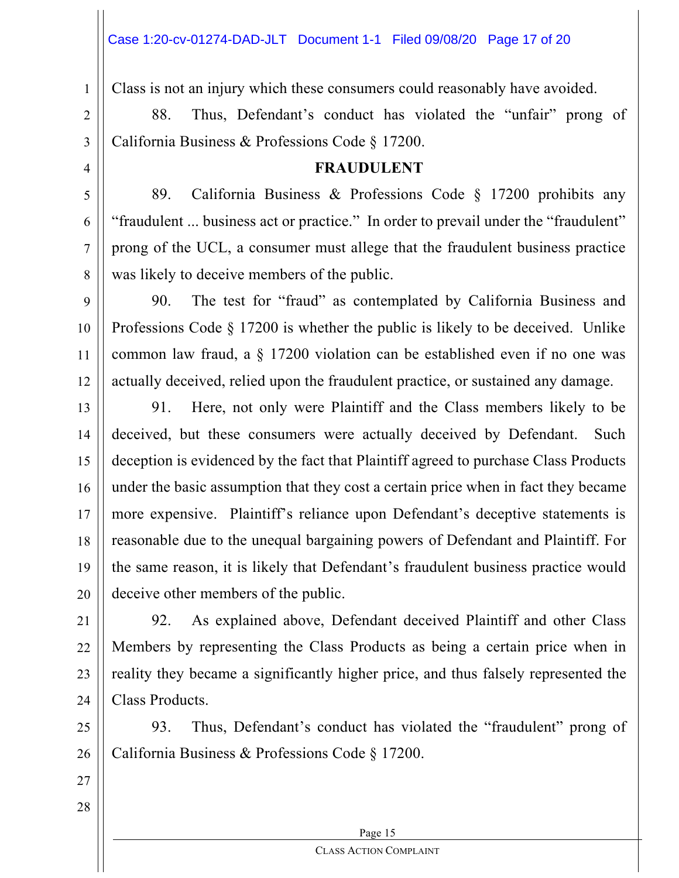Class is not an injury which these consumers could reasonably have avoided.

88. Thus, Defendant's conduct has violated the "unfair" prong of California Business & Professions Code § 17200.

**FRAUDULENT**

89. California Business & Professions Code § 17200 prohibits any "fraudulent ... business act or practice." In order to prevail under the "fraudulent" prong of the UCL, a consumer must allege that the fraudulent business practice was likely to deceive members of the public.

90. The test for "fraud" as contemplated by California Business and Professions Code § 17200 is whether the public is likely to be deceived. Unlike common law fraud, a § 17200 violation can be established even if no one was actually deceived, relied upon the fraudulent practice, or sustained any damage.

91. Here, not only were Plaintiff and the Class members likely to be deceived, but these consumers were actually deceived by Defendant. Such deception is evidenced by the fact that Plaintiff agreed to purchase Class Products under the basic assumption that they cost a certain price when in fact they became more expensive. Plaintiff's reliance upon Defendant's deceptive statements is reasonable due to the unequal bargaining powers of Defendant and Plaintiff. For the same reason, it is likely that Defendant's fraudulent business practice would deceive other members of the public.

92. As explained above, Defendant deceived Plaintiff and other Class Members by representing the Class Products as being a certain price when in reality they became a significantly higher price, and thus falsely represented the Class Products.

93. Thus, Defendant's conduct has violated the "fraudulent" prong of California Business & Professions Code § 17200.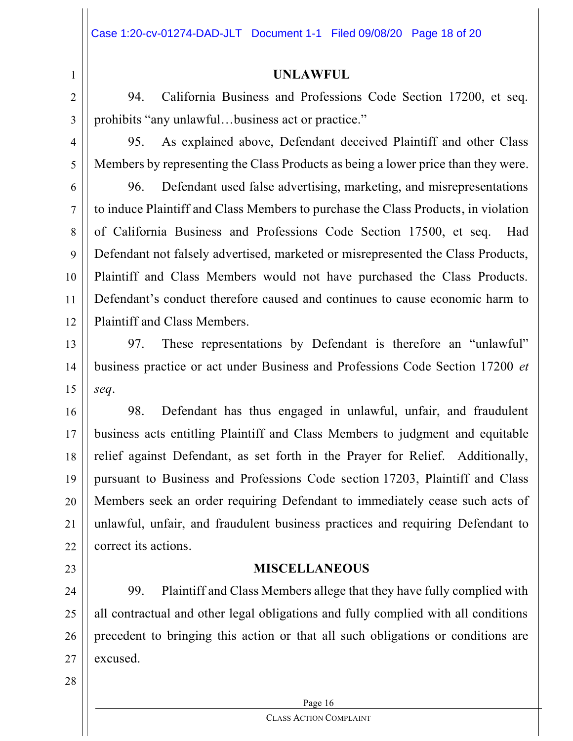**UNLAWFUL**

94. California Business and Professions Code Section 17200, et seq. prohibits "any unlawful…business act or practice."

95. As explained above, Defendant deceived Plaintiff and other Class Members by representing the Class Products as being a lower price than they were.

96. Defendant used false advertising, marketing, and misrepresentations to induce Plaintiff and Class Members to purchase the Class Products, in violation of California Business and Professions Code Section 17500, et seq. Had Defendant not falsely advertised, marketed or misrepresented the Class Products, Plaintiff and Class Members would not have purchased the Class Products. Defendant's conduct therefore caused and continues to cause economic harm to Plaintiff and Class Members.

97. These representations by Defendant is therefore an "unlawful" business practice or act under Business and Professions Code Section 17200 *et seq*.

98. Defendant has thus engaged in unlawful, unfair, and fraudulent business acts entitling Plaintiff and Class Members to judgment and equitable relief against Defendant, as set forth in the Prayer for Relief. Additionally, pursuant to Business and Professions Code section 17203, Plaintiff and Class Members seek an order requiring Defendant to immediately cease such acts of unlawful, unfair, and fraudulent business practices and requiring Defendant to correct its actions.

**MISCELLANEOUS**

99. Plaintiff and Class Members allege that they have fully complied with all contractual and other legal obligations and fully complied with all conditions precedent to bringing this action or that all such obligations or conditions are excused.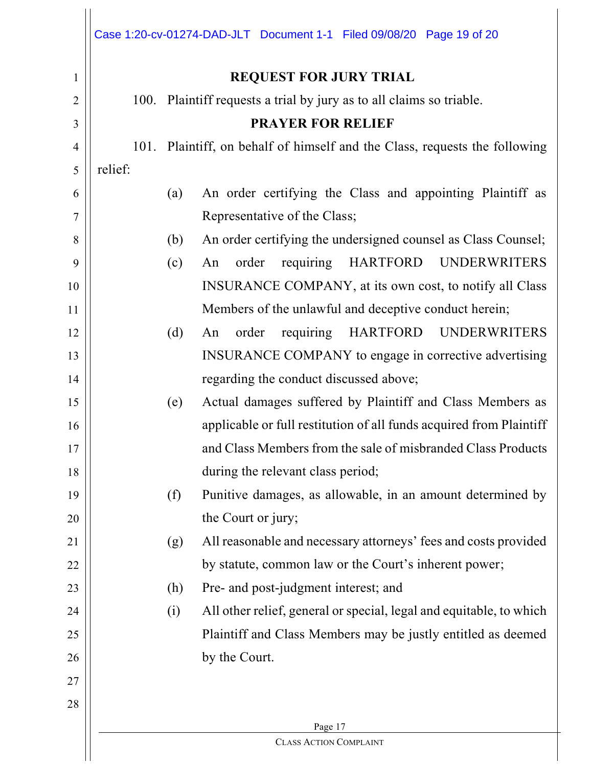## REQUEST FOR JURY TRIAL

100. Plaintiff requests a trial by jury as to all claims so triable.

## PRAYER FOR RELIEF

101. Plaintiff, on behalf of himself and the Class, requests the following relief:

(a) An order certifying the Class and appointing Plaintiff as Representative of the Class;

(b) An order certifying the undersigned counsel as Class Counsel;

(c) An order requiring HARTFORD UNDERWRITERS INSURANCE COMPANY, at its own cost, to notify all Class Members of the unlawful and deceptive conduct herein;

(d) An order requiring HARTFORD UNDERWRITERS INSURANCE COMPANY to engage in corrective advertising regarding the conduct discussed above;

(e) Actual damages suffered by Plaintiff and Class Members as applicable or full restitution of all funds acquired from Plaintiff and Class Members from the sale of misbranded Class Products during the relevant class period;

(f) Punitive damages, as allowable, in an amount determined by the Court or jury;

(g) All reasonable and necessary attorneys' fees and costs provided by statute, common law or the Court's inherent power;

(h) Pre- and post-judgment interest; and

(i) All other relief, general or special, legal and equitable, to which Plaintiff and Class Members may be justly entitled as deemed by the Court.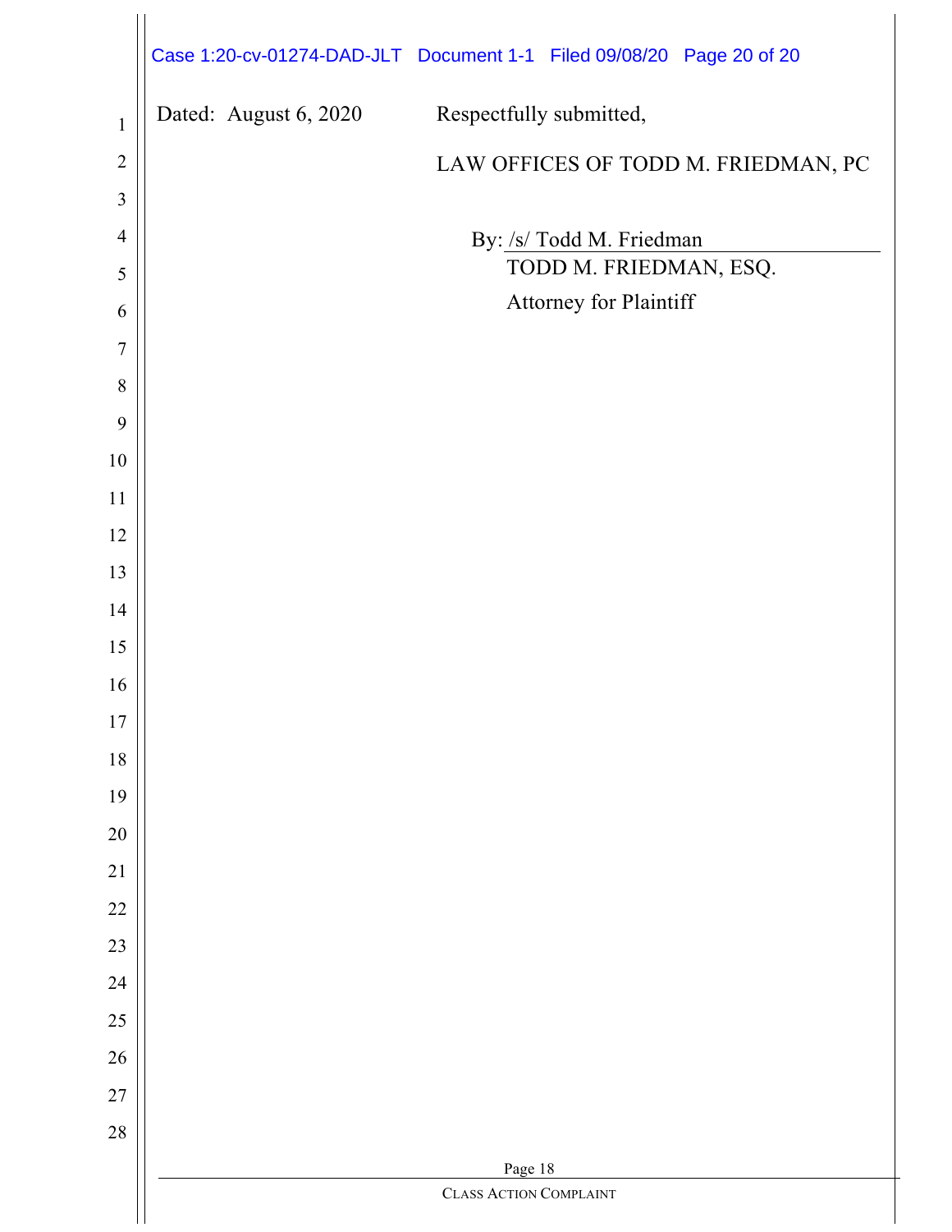Dated: August 6, 2020

Respectfully submitted,

LAW OFFICES OF TODD M. FRIEDMAN, PC

By: /s/ Todd M. Friedman
TODD M. FRIEDMAN, ESQ.
Attorney for Plaintiff